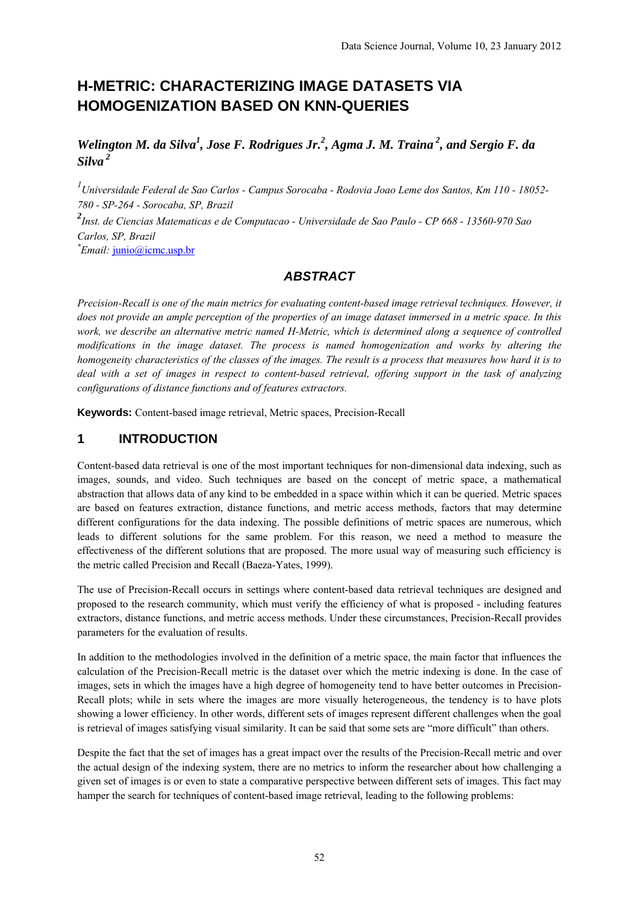# H-METRIC: CHARACTERIZING IMAGE DATASETS VIA HOMOGENIZATION BASED ON KNN-QUERIES

***Welington M. da Silva*[1]*, Jose F. Rodrigues Jr.*[2]*, Agma J. M. Traina*[2]*, and Sergio F. da Silva*[2]**

[1] *Universidade Federal de Sao Carlos - Campus Sorocaba - Rodovia Joao Leme dos Santos, Km 110 - 18052-780 - SP-264 - Sorocaba, SP, Brazil*

[2] *Inst. de Ciencias Matematicas e de Computacao - Universidade de Sao Paulo - CP 668 - 13560-970 Sao Carlos, SP, Brazil*

[*] *Email:* junio@icmc.usp.br

## *ABSTRACT*

*Precision-Recall is one of the main metrics for evaluating content-based image retrieval techniques. However, it does not provide an ample perception of the properties of an image dataset immersed in a metric space. In this work, we describe an alternative metric named H-Metric, which is determined along a sequence of controlled modifications in the image dataset. The process is named homogenization and works by altering the homogeneity characteristics of the classes of the images. The result is a process that measures how hard it is to deal with a set of images in respect to content-based retrieval, offering support in the task of analyzing configurations of distance functions and of features extractors.*

**Keywords:** Content-based image retrieval, Metric spaces, Precision-Recall

## 1 INTRODUCTION

Content-based data retrieval is one of the most important techniques for non-dimensional data indexing, such as images, sounds, and video. Such techniques are based on the concept of metric space, a mathematical abstraction that allows data of any kind to be embedded in a space within which it can be queried. Metric spaces are based on features extraction, distance functions, and metric access methods, factors that may determine different configurations for the data indexing. The possible definitions of metric spaces are numerous, which leads to different solutions for the same problem. For this reason, we need a method to measure the effectiveness of the different solutions that are proposed. The more usual way of measuring such efficiency is the metric called Precision and Recall (Baeza-Yates, 1999).

The use of Precision-Recall occurs in settings where content-based data retrieval techniques are designed and proposed to the research community, which must verify the efficiency of what is proposed - including features extractors, distance functions, and metric access methods. Under these circumstances, Precision-Recall provides parameters for the evaluation of results.

In addition to the methodologies involved in the definition of a metric space, the main factor that influences the calculation of the Precision-Recall metric is the dataset over which the metric indexing is done. In the case of images, sets in which the images have a high degree of homogeneity tend to have better outcomes in Precision-Recall plots; while in sets where the images are more visually heterogeneous, the tendency is to have plots showing a lower efficiency. In other words, different sets of images represent different challenges when the goal is retrieval of images satisfying visual similarity. It can be said that some sets are "more difficult" than others.

Despite the fact that the set of images has a great impact over the results of the Precision-Recall metric and over the actual design of the indexing system, there are no metrics to inform the researcher about how challenging a given set of images is or even to state a comparative perspective between different sets of images. This fact may hamper the search for techniques of content-based image retrieval, leading to the following problems: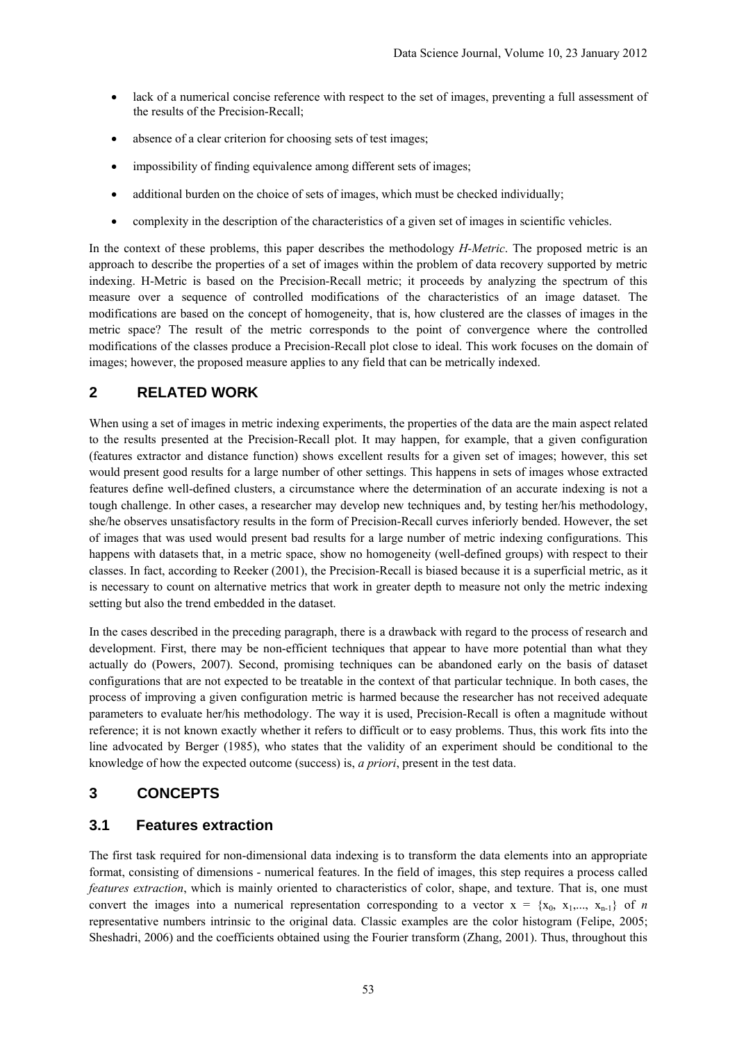- lack of a numerical concise reference with respect to the set of images, preventing a full assessment of the results of the Precision-Recall;
- absence of a clear criterion for choosing sets of test images;
- impossibility of finding equivalence among different sets of images;
- additional burden on the choice of sets of images, which must be checked individually;
- complexity in the description of the characteristics of a given set of images in scientific vehicles.

In the context of these problems, this paper describes the methodology *H-Metric*. The proposed metric is an approach to describe the properties of a set of images within the problem of data recovery supported by metric indexing. H-Metric is based on the Precision-Recall metric; it proceeds by analyzing the spectrum of this measure over a sequence of controlled modifications of the characteristics of an image dataset. The modifications are based on the concept of homogeneity, that is, how clustered are the classes of images in the metric space? The result of the metric corresponds to the point of convergence where the controlled modifications of the classes produce a Precision-Recall plot close to ideal. This work focuses on the domain of images; however, the proposed measure applies to any field that can be metrically indexed.

## 2 RELATED WORK

When using a set of images in metric indexing experiments, the properties of the data are the main aspect related to the results presented at the Precision-Recall plot. It may happen, for example, that a given configuration (features extractor and distance function) shows excellent results for a given set of images; however, this set would present good results for a large number of other settings. This happens in sets of images whose extracted features define well-defined clusters, a circumstance where the determination of an accurate indexing is not a tough challenge. In other cases, a researcher may develop new techniques and, by testing her/his methodology, she/he observes unsatisfactory results in the form of Precision-Recall curves inferiorly bended. However, the set of images that was used would present bad results for a large number of metric indexing configurations. This happens with datasets that, in a metric space, show no homogeneity (well-defined groups) with respect to their classes. In fact, according to Reeker (2001), the Precision-Recall is biased because it is a superficial metric, as it is necessary to count on alternative metrics that work in greater depth to measure not only the metric indexing setting but also the trend embedded in the dataset.

In the cases described in the preceding paragraph, there is a drawback with regard to the process of research and development. First, there may be non-efficient techniques that appear to have more potential than what they actually do (Powers, 2007). Second, promising techniques can be abandoned early on the basis of dataset configurations that are not expected to be treatable in the context of that particular technique. In both cases, the process of improving a given configuration metric is harmed because the researcher has not received adequate parameters to evaluate her/his methodology. The way it is used, Precision-Recall is often a magnitude without reference; it is not known exactly whether it refers to difficult or to easy problems. Thus, this work fits into the line advocated by Berger (1985), who states that the validity of an experiment should be conditional to the knowledge of how the expected outcome (success) is, *a priori*, present in the test data.

## 3 CONCEPTS

### 3.1 Features extraction

The first task required for non-dimensional data indexing is to transform the data elements into an appropriate format, consisting of dimensions - numerical features. In the field of images, this step requires a process called *features extraction*, which is mainly oriented to characteristics of color, shape, and texture. That is, one must convert the images into a numerical representation corresponding to a vector $x = \{x_0, x_1, \ldots, x_{n-1}\}$ of $n$ representative numbers intrinsic to the original data. Classic examples are the color histogram (Felipe, 2005; Sheshadri, 2006) and the coefficients obtained using the Fourier transform (Zhang, 2001). Thus, throughout this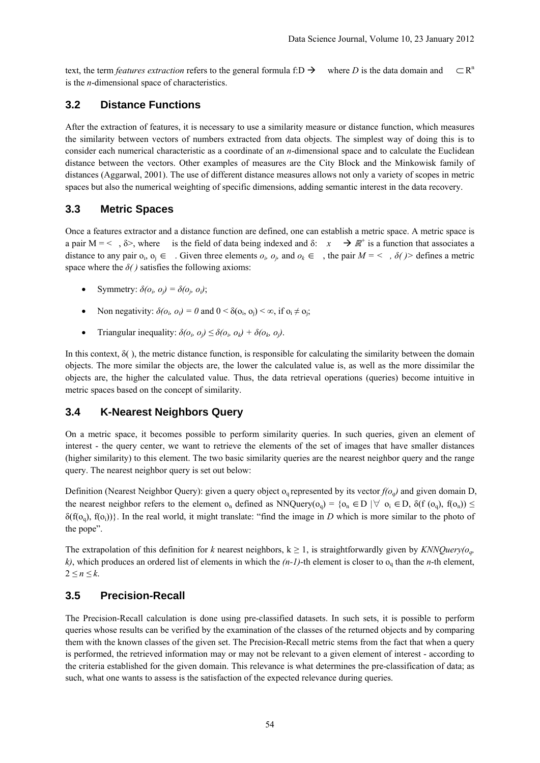text, the term *features extraction* refers to the general formula f:D → where *D* is the data domain and $\subset R^n$ is the *n*-dimensional space of characteristics.

## 3.2 Distance Functions

After the extraction of features, it is necessary to use a similarity measure or distance function, which measures the similarity between vectors of numbers extracted from data objects. The simplest way of doing this is to consider each numerical characteristic as a coordinate of an *n*-dimensional space and to calculate the Euclidean distance between the vectors. Other examples of measures are the City Block and the Minkowisk family of distances (Aggarwal, 2001). The use of different distance measures allows not only a variety of scopes in metric spaces but also the numerical weighting of specific dimensions, adding semantic interest in the data recovery.

## 3.3 Metric Spaces

Once a features extractor and a distance function are defined, one can establish a metric space. A metric space is a pair M = < , δ>, where is the field of data being indexed and δ: x → $\mathbb{R}^+$ is a function that associates a distance to any pair $o_i$, $o_j$ ∈ . Given three elements $o_i$, $o_j$, and $o_k$ ∈ , the pair *M = < , δ( )>* defines a metric space where the *δ( )* satisfies the following axioms:

- Symmetry: $\delta(o_i, o_j) = \delta(o_j, o_i)$;
- Non negativity: $\delta(o_i, o_i) = 0$ and $0 < \delta(o_i, o_j) < \infty$, if $o_i \neq o_j$;
- Triangular inequality: $\delta(o_i, o_j) \leq \delta(o_i, o_k) + \delta(o_k, o_j)$.

In this context, δ( ), the metric distance function, is responsible for calculating the similarity between the domain objects. The more similar the objects are, the lower the calculated value is, as well as the more dissimilar the objects are, the higher the calculated value. Thus, the data retrieval operations (queries) become intuitive in metric spaces based on the concept of similarity.

## 3.4 K-Nearest Neighbors Query

On a metric space, it becomes possible to perform similarity queries. In such queries, given an element of interest - the query center, we want to retrieve the elements of the set of images that have smaller distances (higher similarity) to this element. The two basic similarity queries are the nearest neighbor query and the range query. The nearest neighbor query is set out below:

Definition (Nearest Neighbor Query): given a query object $o_q$ represented by its vector $f(o_q)$ and given domain D, the nearest neighbor refers to the element $o_n$ defined as $NNQuery(o_q) = \{o_n \in D \mid \forall\ o_i \in D, \delta(f(o_q), f(o_n)) \leq \delta(f(o_q), f(o_i))\}$. In the real world, it might translate: "find the image in *D* which is more similar to the photo of the pope".

The extrapolation of this definition for *k* nearest neighbors, $k \geq 1$, is straightforwardly given by *KNNQuery*$(o_q, k)$, which produces an ordered list of elements in which the $(n-1)$-th element is closer to $o_q$ than the *n*-th element, $2 \leq n \leq k$.

## 3.5 Precision-Recall

The Precision-Recall calculation is done using pre-classified datasets. In such sets, it is possible to perform queries whose results can be verified by the examination of the classes of the returned objects and by comparing them with the known classes of the given set. The Precision-Recall metric stems from the fact that when a query is performed, the retrieved information may or may not be relevant to a given element of interest - according to the criteria established for the given domain. This relevance is what determines the pre-classification of data; as such, what one wants to assess is the satisfaction of the expected relevance during queries.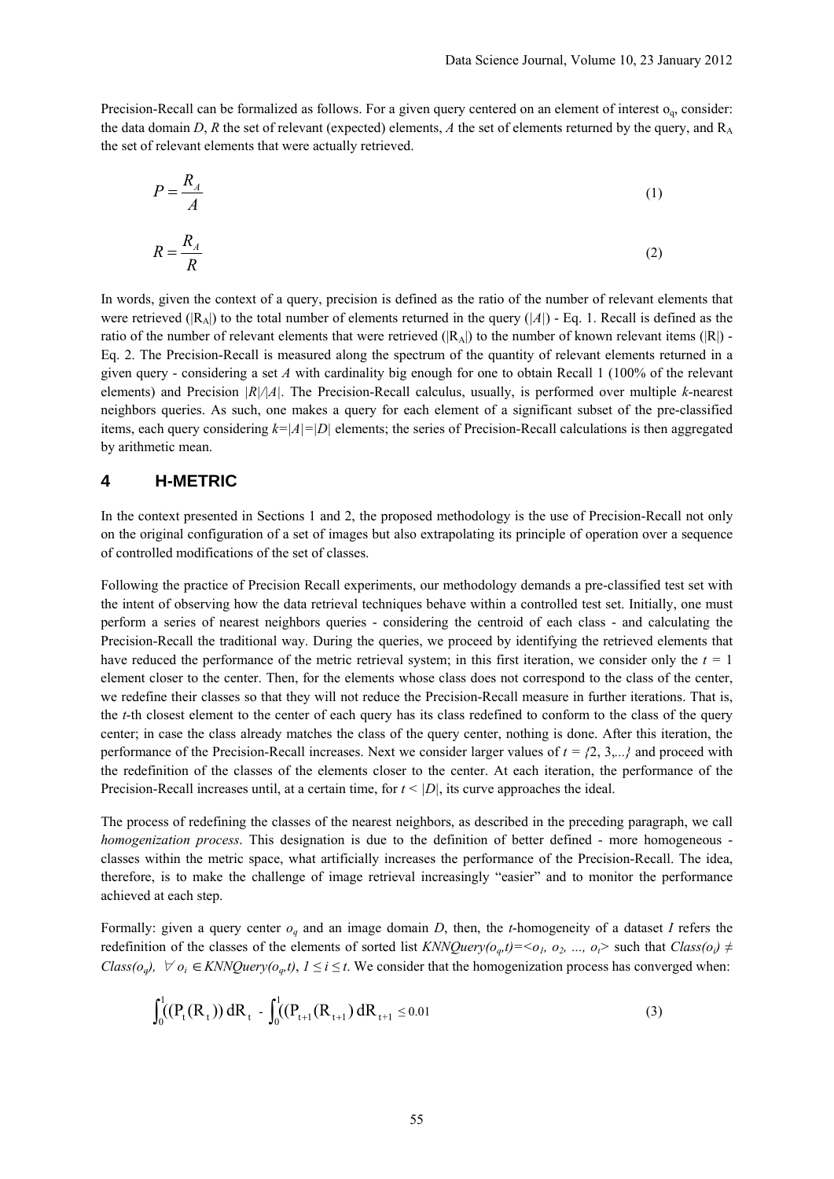Precision-Recall can be formalized as follows. For a given query centered on an element of interest $o_q$, consider: the data domain *D*, *R* the set of relevant (expected) elements, *A* the set of elements returned by the query, and $R_A$ the set of relevant elements that were actually retrieved.

$$P = \frac{R_A}{A} \tag{1}$$

$$R = \frac{R_A}{R} \tag{2}$$

In words, given the context of a query, precision is defined as the ratio of the number of relevant elements that were retrieved ($|R_A|$) to the total number of elements returned in the query ($|A|$) - Eq. 1. Recall is defined as the ratio of the number of relevant elements that were retrieved ($|R_A|$) to the number of known relevant items ($|R|$) - Eq. 2. The Precision-Recall is measured along the spectrum of the quantity of relevant elements returned in a given query - considering a set *A* with cardinality big enough for one to obtain Recall 1 (100% of the relevant elements) and Precision $|R|/|A|$. The Precision-Recall calculus, usually, is performed over multiple *k*-nearest neighbors queries. As such, one makes a query for each element of a significant subset of the pre-classified items, each query considering $k=|A|=|D|$ elements; the series of Precision-Recall calculations is then aggregated by arithmetic mean.

# 4 H-METRIC

In the context presented in Sections 1 and 2, the proposed methodology is the use of Precision-Recall not only on the original configuration of a set of images but also extrapolating its principle of operation over a sequence of controlled modifications of the set of classes.

Following the practice of Precision Recall experiments, our methodology demands a pre-classified test set with the intent of observing how the data retrieval techniques behave within a controlled test set. Initially, one must perform a series of nearest neighbors queries - considering the centroid of each class - and calculating the Precision-Recall the traditional way. During the queries, we proceed by identifying the retrieved elements that have reduced the performance of the metric retrieval system; in this first iteration, we consider only the $t = 1$ element closer to the center. Then, for the elements whose class does not correspond to the class of the center, we redefine their classes so that they will not reduce the Precision-Recall measure in further iterations. That is, the *t*-th closest element to the center of each query has its class redefined to conform to the class of the query center; in case the class already matches the class of the query center, nothing is done. After this iteration, the performance of the Precision-Recall increases. Next we consider larger values of $t = \{2, 3, ...\}$ and proceed with the redefinition of the classes of the elements closer to the center. At each iteration, the performance of the Precision-Recall increases until, at a certain time, for $t < |D|$, its curve approaches the ideal.

The process of redefining the classes of the nearest neighbors, as described in the preceding paragraph, we call *homogenization process*. This designation is due to the definition of better defined - more homogeneous - classes within the metric space, what artificially increases the performance of the Precision-Recall. The idea, therefore, is to make the challenge of image retrieval increasingly "easier" and to monitor the performance achieved at each step.

Formally: given a query center $o_q$ and an image domain *D*, then, the *t*-homogeneity of a dataset *I* refers the redefinition of the classes of the elements of sorted list $KNNQuery(o_q,t)=<o_1, o_2, ..., o_t>$ such that $Class(o_i) \neq Class(o_q)$, $\forall\, o_i \in KNNQuery(o_q,t)$, $1 \leq i \leq t$. We consider that the homogenization process has converged when:

$$\int_0^1 ((P_t(R_t))\, dR_t - \int_0^1 ((P_{t+1}(R_{t+1})\, dR_{t+1} \leq 0.01 \tag{3}$$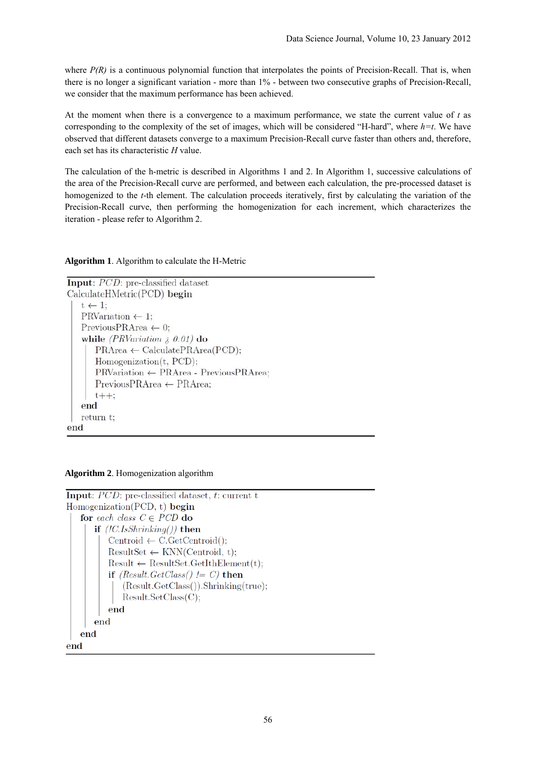where *P(R)* is a continuous polynomial function that interpolates the points of Precision-Recall. That is, when there is no longer a significant variation - more than 1% - between two consecutive graphs of Precision-Recall, we consider that the maximum performance has been achieved.

At the moment when there is a convergence to a maximum performance, we state the current value of *t* as corresponding to the complexity of the set of images, which will be considered "H-hard", where *h=t*. We have observed that different datasets converge to a maximum Precision-Recall curve faster than others and, therefore, each set has its characteristic *H* value.

The calculation of the h-metric is described in Algorithms 1 and 2. In Algorithm 1, successive calculations of the area of the Precision-Recall curve are performed, and between each calculation, the pre-processed dataset is homogenized to the *t*-th element. The calculation proceeds iteratively, first by calculating the variation of the Precision-Recall curve, then performing the homogenization for each increment, which characterizes the iteration - please refer to Algorithm 2.

**Algorithm 1**. Algorithm to calculate the H-Metric

```
Input: PCD: pre-classified dataset
CalculateHMetric(PCD) begin
    t ← 1;
    PRVariation ← 1;
    PreviousPRArea ← 0;
    while (PRVariation ¿ 0.01) do
        PRArea ← CalculatePRArea(PCD);
        Homogenization(t, PCD);
        PRVariation ← PRArea - PreviousPRArea;
        PreviousPRArea ← PRArea;
        t++;
    end
    return t;
end
```

**Algorithm 2**. Homogenization algorithm

```
Input: PCD: pre-classified dataset, t: current t
Homogenization(PCD, t) begin
    for each class C ∈ PCD do
        if (!C.IsShrinking()) then
            Centroid ← C.GetCentroid();
            ResultSet ← KNN(Centroid, t);
            Result ← ResultSet.GetIthElement(t);
            if (Result.GetClass() != C) then
                (Result.GetClass()).Shrinking(true);
                Result.SetClass(C);
            end
        end
    end
end
```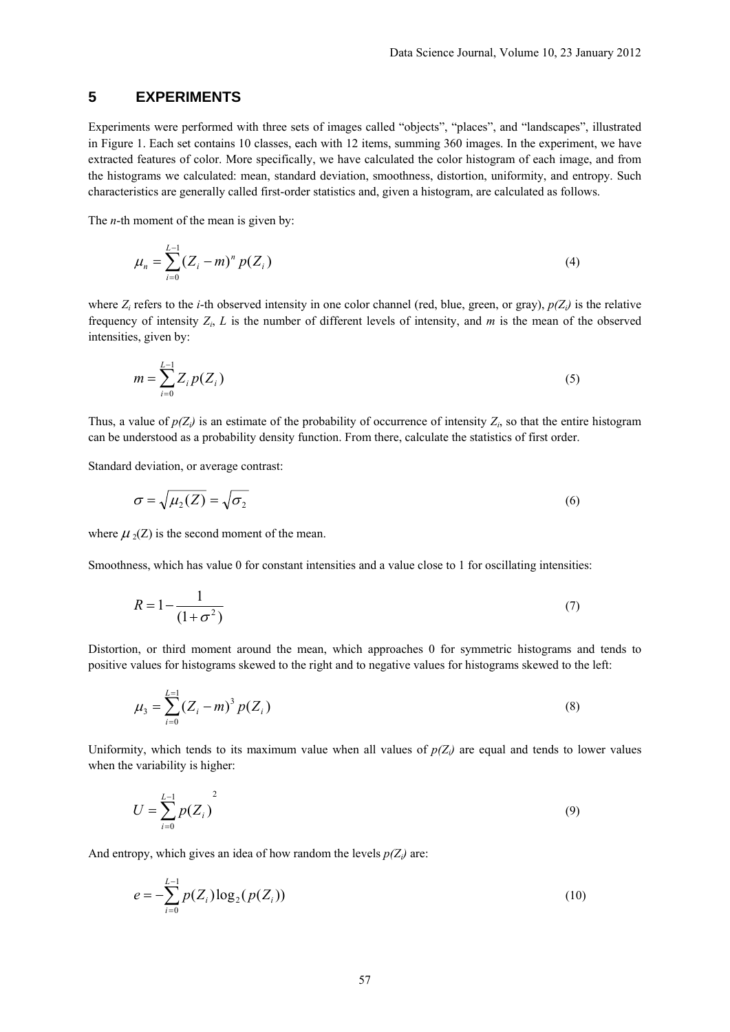## 5 EXPERIMENTS

Experiments were performed with three sets of images called "objects", "places", and "landscapes", illustrated in Figure 1. Each set contains 10 classes, each with 12 items, summing 360 images. In the experiment, we have extracted features of color. More specifically, we have calculated the color histogram of each image, and from the histograms we calculated: mean, standard deviation, smoothness, distortion, uniformity, and entropy. Such characteristics are generally called first-order statistics and, given a histogram, are calculated as follows.

The *n*-th moment of the mean is given by:

$$\mu_n = \sum_{i=0}^{L-1} (Z_i - m)^n p(Z_i) \tag{4}$$

where $Z_i$ refers to the *i*-th observed intensity in one color channel (red, blue, green, or gray), $p(Z_i)$ is the relative frequency of intensity $Z_i$, $L$ is the number of different levels of intensity, and $m$ is the mean of the observed intensities, given by:

$$m = \sum_{i=0}^{L-1} Z_i p(Z_i) \tag{5}$$

Thus, a value of $p(Z_i)$ is an estimate of the probability of occurrence of intensity $Z_i$, so that the entire histogram can be understood as a probability density function. From there, calculate the statistics of first order.

Standard deviation, or average contrast:

$$\sigma = \sqrt{\mu_2(Z)} = \sqrt{\sigma_2} \tag{6}$$

where $\mu_2(Z)$ is the second moment of the mean.

Smoothness, which has value 0 for constant intensities and a value close to 1 for oscillating intensities:

$$R = 1 - \frac{1}{(1+\sigma^2)} \tag{7}$$

Distortion, or third moment around the mean, which approaches 0 for symmetric histograms and tends to positive values for histograms skewed to the right and to negative values for histograms skewed to the left:

$$\mu_3 = \sum_{i=0}^{L=1} (Z_i - m)^3 p(Z_i) \tag{8}$$

Uniformity, which tends to its maximum value when all values of $p(Z_i)$ are equal and tends to lower values when the variability is higher:

$$U = \sum_{i=0}^{L-1} p(Z_i)^2 \tag{9}$$

And entropy, which gives an idea of how random the levels $p(Z_i)$ are:

$$e = -\sum_{i=0}^{L-1} p(Z_i) \log_2(p(Z_i)) \tag{10}$$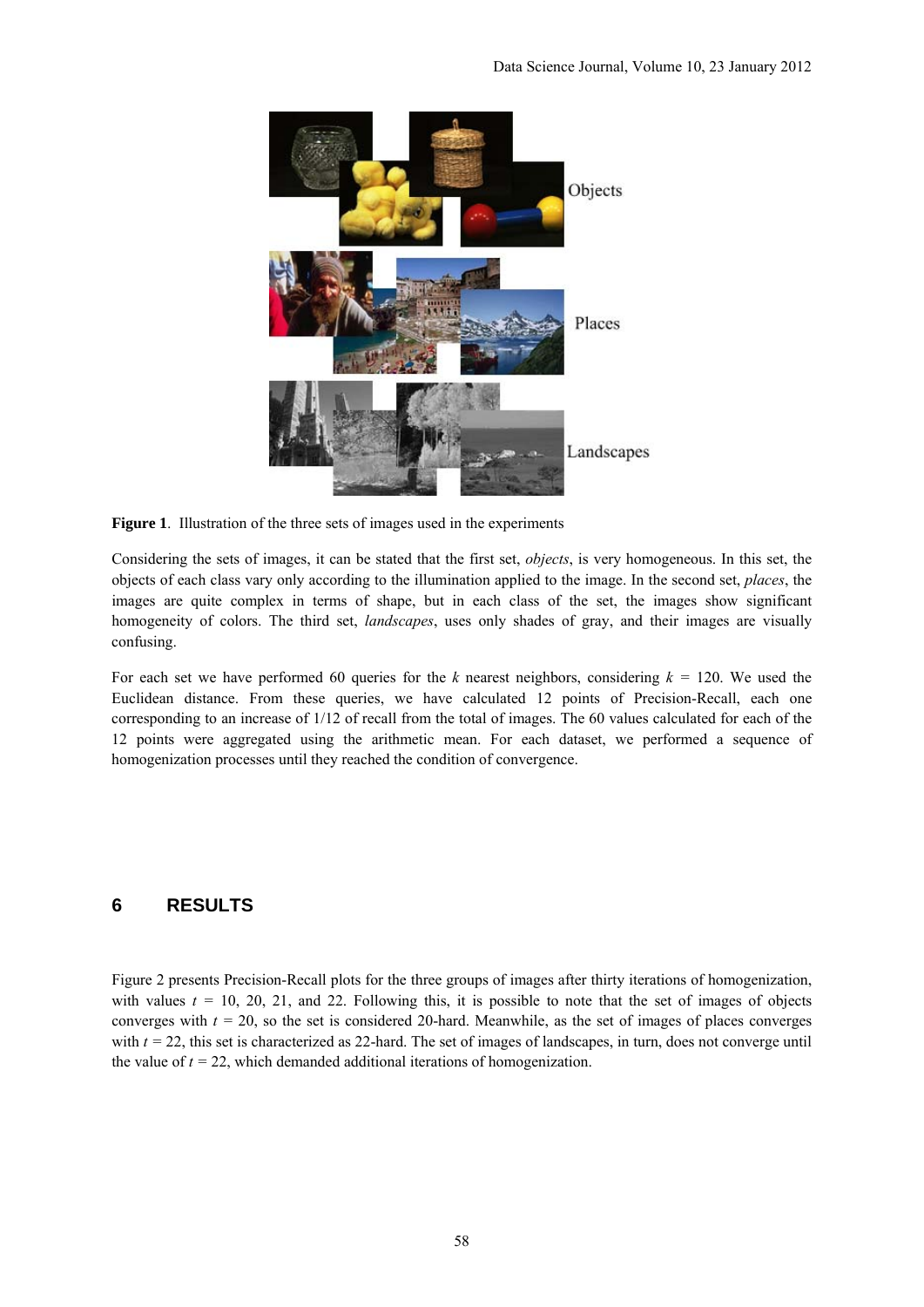**Figure 1**. Illustration of the three sets of images used in the experiments

Considering the sets of images, it can be stated that the first set, *objects*, is very homogeneous. In this set, the objects of each class vary only according to the illumination applied to the image. In the second set, *places*, the images are quite complex in terms of shape, but in each class of the set, the images show significant homogeneity of colors. The third set, *landscapes*, uses only shades of gray, and their images are visually confusing.

For each set we have performed 60 queries for the $k$ nearest neighbors, considering $k$ = 120. We used the Euclidean distance. From these queries, we have calculated 12 points of Precision-Recall, each one corresponding to an increase of 1/12 of recall from the total of images. The 60 values calculated for each of the 12 points were aggregated using the arithmetic mean. For each dataset, we performed a sequence of homogenization processes until they reached the condition of convergence.

## 6 RESULTS

Figure 2 presents Precision-Recall plots for the three groups of images after thirty iterations of homogenization, with values $t$ = 10, 20, 21, and 22. Following this, it is possible to note that the set of images of objects converges with $t$ = 20, so the set is considered 20-hard. Meanwhile, as the set of images of places converges with $t$ = 22, this set is characterized as 22-hard. The set of images of landscapes, in turn, does not converge until the value of $t$ = 22, which demanded additional iterations of homogenization.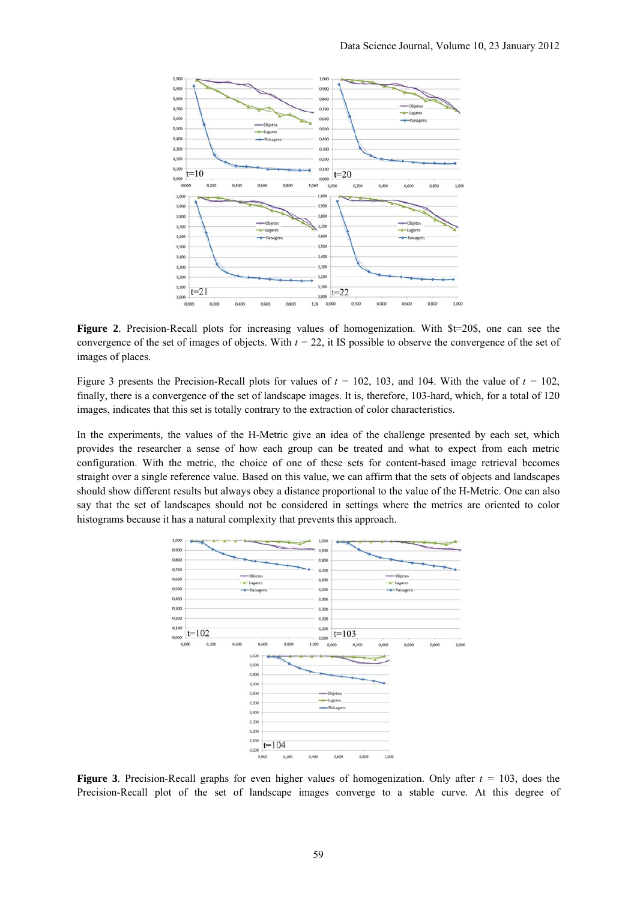**Figure 2**. Precision-Recall plots for increasing values of homogenization. With $t=20$, one can see the convergence of the set of images of objects. With $t$ = 22, it IS possible to observe the convergence of the set of images of places.

Figure 3 presents the Precision-Recall plots for values of $t$ = 102, 103, and 104. With the value of $t$ = 102, finally, there is a convergence of the set of landscape images. It is, therefore, 103-hard, which, for a total of 120 images, indicates that this set is totally contrary to the extraction of color characteristics.

In the experiments, the values of the H-Metric give an idea of the challenge presented by each set, which provides the researcher a sense of how each group can be treated and what to expect from each metric configuration. With the metric, the choice of one of these sets for content-based image retrieval becomes straight over a single reference value. Based on this value, we can affirm that the sets of objects and landscapes should show different results but always obey a distance proportional to the value of the H-Metric. One can also say that the set of landscapes should not be considered in settings where the metrics are oriented to color histograms because it has a natural complexity that prevents this approach.

**Figure 3**. Precision-Recall graphs for even higher values of homogenization. Only after $t$ = 103, does the Precision-Recall plot of the set of landscape images converge to a stable curve. At this degree of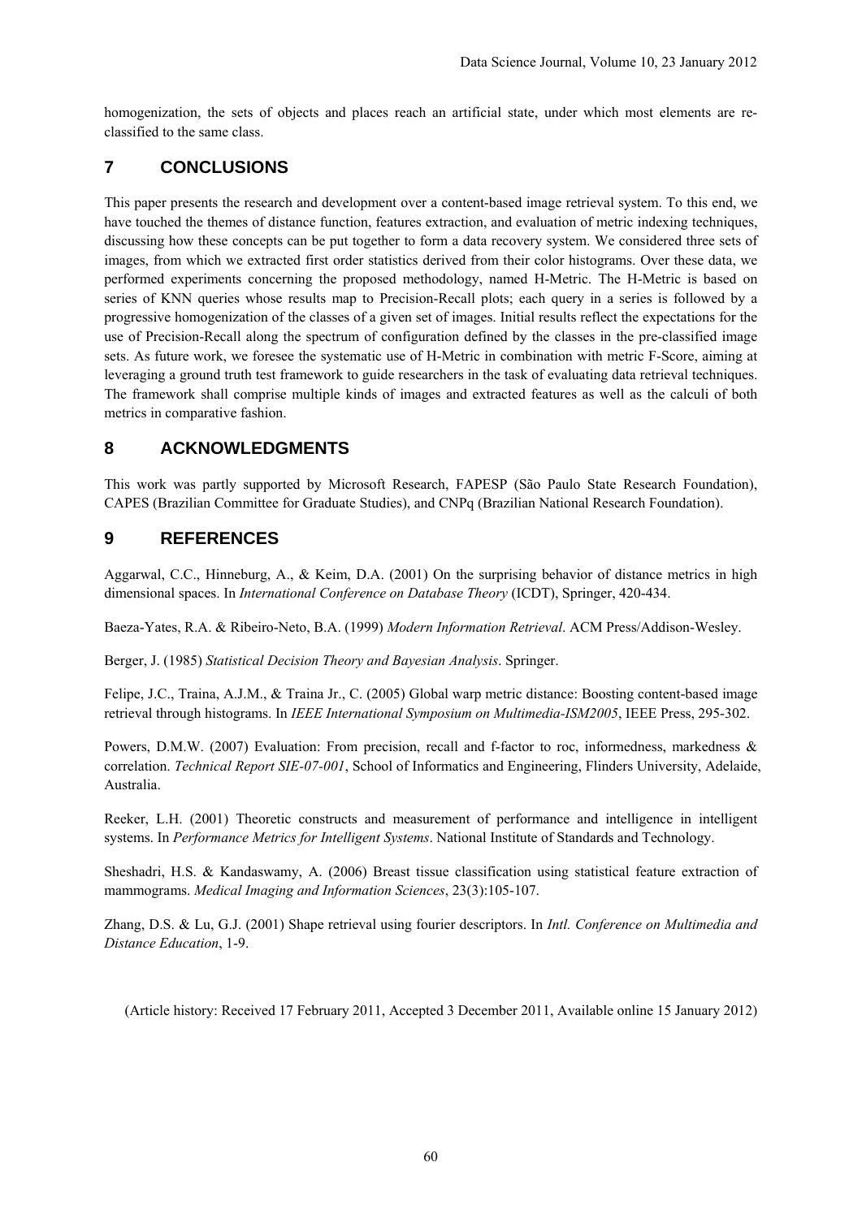homogenization, the sets of objects and places reach an artificial state, under which most elements are re-classified to the same class.

## 7 CONCLUSIONS

This paper presents the research and development over a content-based image retrieval system. To this end, we have touched the themes of distance function, features extraction, and evaluation of metric indexing techniques, discussing how these concepts can be put together to form a data recovery system. We considered three sets of images, from which we extracted first order statistics derived from their color histograms. Over these data, we performed experiments concerning the proposed methodology, named H-Metric. The H-Metric is based on series of KNN queries whose results map to Precision-Recall plots; each query in a series is followed by a progressive homogenization of the classes of a given set of images. Initial results reflect the expectations for the use of Precision-Recall along the spectrum of configuration defined by the classes in the pre-classified image sets. As future work, we foresee the systematic use of H-Metric in combination with metric F-Score, aiming at leveraging a ground truth test framework to guide researchers in the task of evaluating data retrieval techniques. The framework shall comprise multiple kinds of images and extracted features as well as the calculi of both metrics in comparative fashion.

## 8 ACKNOWLEDGMENTS

This work was partly supported by Microsoft Research, FAPESP (São Paulo State Research Foundation), CAPES (Brazilian Committee for Graduate Studies), and CNPq (Brazilian National Research Foundation).

## 9 REFERENCES

Aggarwal, C.C., Hinneburg, A., & Keim, D.A. (2001) On the surprising behavior of distance metrics in high dimensional spaces. In *International Conference on Database Theory* (ICDT), Springer, 420-434.

Baeza-Yates, R.A. & Ribeiro-Neto, B.A. (1999) *Modern Information Retrieval*. ACM Press/Addison-Wesley.

Berger, J. (1985) *Statistical Decision Theory and Bayesian Analysis*. Springer.

Felipe, J.C., Traina, A.J.M., & Traina Jr., C. (2005) Global warp metric distance: Boosting content-based image retrieval through histograms. In *IEEE International Symposium on Multimedia-ISM2005*, IEEE Press, 295-302.

Powers, D.M.W. (2007) Evaluation: From precision, recall and f-factor to roc, informedness, markedness & correlation. *Technical Report SIE-07-001*, School of Informatics and Engineering, Flinders University, Adelaide, Australia.

Reeker, L.H. (2001) Theoretic constructs and measurement of performance and intelligence in intelligent systems. In *Performance Metrics for Intelligent Systems*. National Institute of Standards and Technology.

Sheshadri, H.S. & Kandaswamy, A. (2006) Breast tissue classification using statistical feature extraction of mammograms. *Medical Imaging and Information Sciences*, 23(3):105-107.

Zhang, D.S. & Lu, G.J. (2001) Shape retrieval using fourier descriptors. In *Intl. Conference on Multimedia and Distance Education*, 1-9.

(Article history: Received 17 February 2011, Accepted 3 December 2011, Available online 15 January 2012)